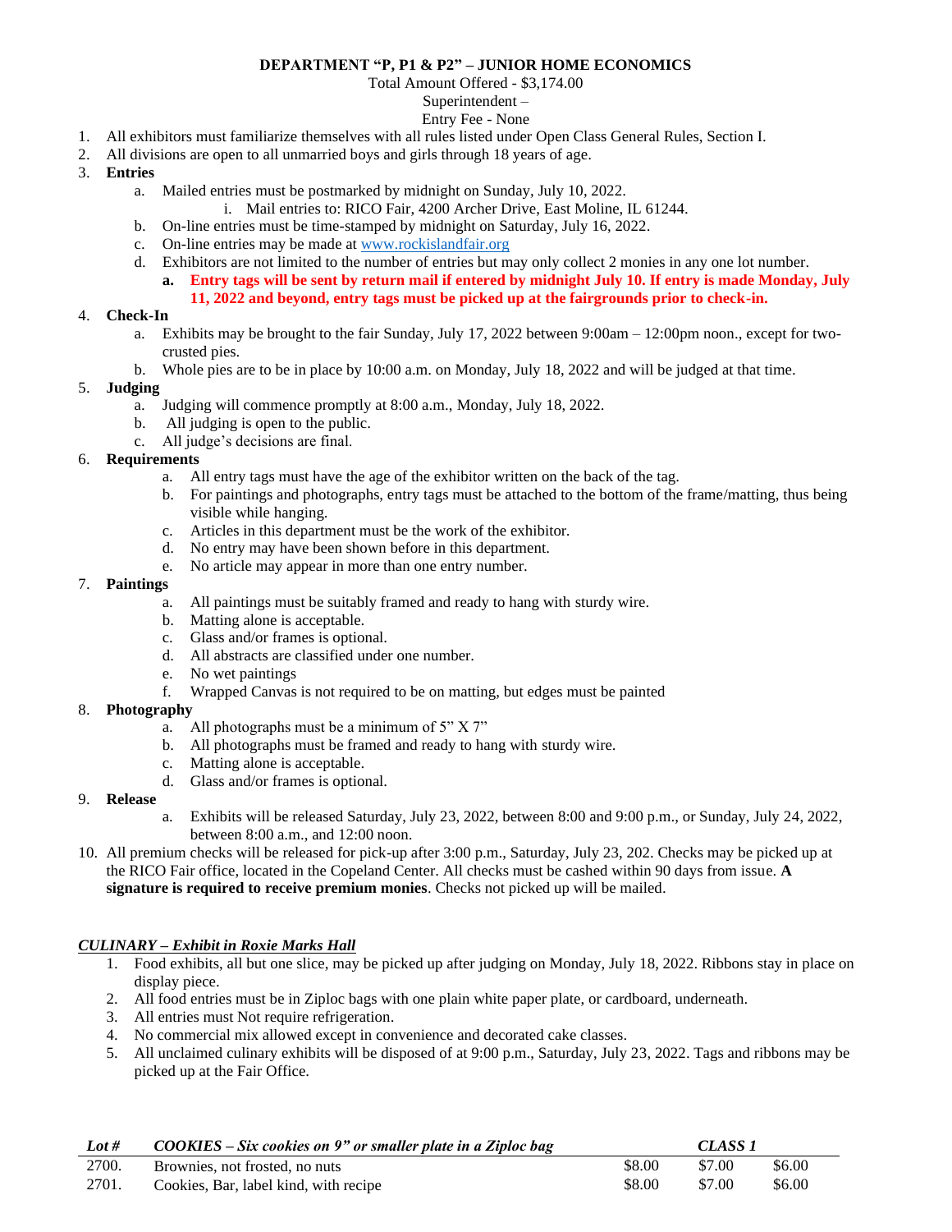**DEPARTMENT "P, P1 & P2" – JUNIOR HOME ECONOMICS**

Total Amount Offered - $3,174.00

Superintendent –

Entry Fee - None

1. All exhibitors must familiarize themselves with all rules listed under Open Class General Rules, Section I.
2. All divisions are open to all unmarried boys and girls through 18 years of age.
3. **Entries**
   a. Mailed entries must be postmarked by midnight on Sunday, July 10, 2022.
      i. Mail entries to: RICO Fair, 4200 Archer Drive, East Moline, IL 61244.
   b. On-line entries must be time-stamped by midnight on Saturday, July 16, 2022.
   c. On-line entries may be made at www.rockislandfair.org
   d. Exhibitors are not limited to the number of entries but may only collect 2 monies in any one lot number.
      a. **Entry tags will be sent by return mail if entered by midnight July 10. If entry is made Monday, July 11, 2022 and beyond, entry tags must be picked up at the fairgrounds prior to check-in.**
4. **Check-In**
   a. Exhibits may be brought to the fair Sunday, July 17, 2022 between 9:00am – 12:00pm noon., except for two-crusted pies.
   b. Whole pies are to be in place by 10:00 a.m. on Monday, July 18, 2022 and will be judged at that time.
5. **Judging**
   a. Judging will commence promptly at 8:00 a.m., Monday, July 18, 2022.
   b. All judging is open to the public.
   c. All judge's decisions are final.
6. **Requirements**
   a. All entry tags must have the age of the exhibitor written on the back of the tag.
   b. For paintings and photographs, entry tags must be attached to the bottom of the frame/matting, thus being visible while hanging.
   c. Articles in this department must be the work of the exhibitor.
   d. No entry may have been shown before in this department.
   e. No article may appear in more than one entry number.
7. **Paintings**
   a. All paintings must be suitably framed and ready to hang with sturdy wire.
   b. Matting alone is acceptable.
   c. Glass and/or frames is optional.
   d. All abstracts are classified under one number.
   e. No wet paintings
   f. Wrapped Canvas is not required to be on matting, but edges must be painted
8. **Photography**
   a. All photographs must be a minimum of 5" X 7"
   b. All photographs must be framed and ready to hang with sturdy wire.
   c. Matting alone is acceptable.
   d. Glass and/or frames is optional.
9. **Release**
   a. Exhibits will be released Saturday, July 23, 2022, between 8:00 and 9:00 p.m., or Sunday, July 24, 2022, between 8:00 a.m., and 12:00 noon.
10. All premium checks will be released for pick-up after 3:00 p.m., Saturday, July 23, 202. Checks may be picked up at the RICO Fair office, located in the Copeland Center. All checks must be cashed within 90 days from issue. **A signature is required to receive premium monies**. Checks not picked up will be mailed.

***CULINARY – Exhibit in Roxie Marks Hall***

1. Food exhibits, all but one slice, may be picked up after judging on Monday, July 18, 2022. Ribbons stay in place on display piece.
2. All food entries must be in Ziploc bags with one plain white paper plate, or cardboard, underneath.
3. All entries must Not require refrigeration.
4. No commercial mix allowed except in convenience and decorated cake classes.
5. All unclaimed culinary exhibits will be disposed of at 9:00 p.m., Saturday, July 23, 2022. Tags and ribbons may be picked up at the Fair Office.

| *Lot #* | *COOKIES – Six cookies on 9" or smaller plate in a Ziploc bag* | | *CLASS 1* | |
|---|---|---|---|---|
| 2700. | Brownies, not frosted, no nuts | $8.00 | $7.00 | $6.00 |
| 2701. | Cookies, Bar, label kind, with recipe | $8.00 | $7.00 | $6.00 |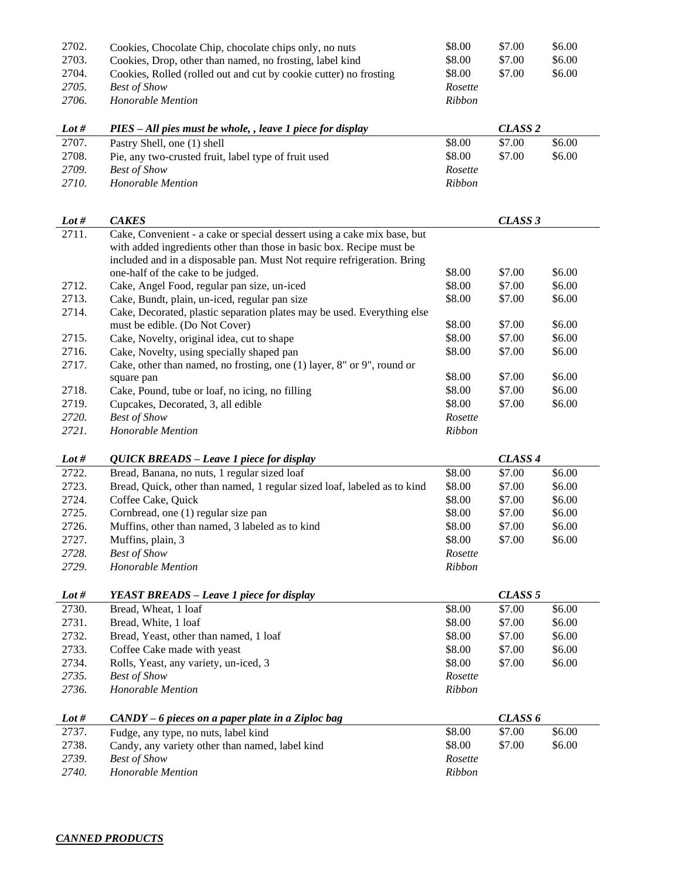| | | | | |
|---|---|---|---|---|
| 2702. | Cookies, Chocolate Chip, chocolate chips only, no nuts | $8.00 | $7.00 | $6.00 |
| 2703. | Cookies, Drop, other than named, no frosting, label kind | $8.00 | $7.00 | $6.00 |
| 2704. | Cookies, Rolled (rolled out and cut by cookie cutter) no frosting | $8.00 | $7.00 | $6.00 |
| *2705.* | *Best of Show* | *Rosette* | | |
| *2706.* | *Honorable Mention* | *Ribbon* | | |

| ***Lot #*** | ***PIES – All pies must be whole, , leave 1 piece for display*** | | ***CLASS 2*** | |
|---|---|---|---|---|
| 2707. | Pastry Shell, one (1) shell | $8.00 | $7.00 | $6.00 |
| 2708. | Pie, any two-crusted fruit, label type of fruit used | $8.00 | $7.00 | $6.00 |
| *2709.* | *Best of Show* | *Rosette* | | |
| *2710.* | *Honorable Mention* | *Ribbon* | | |

| ***Lot #*** | ***CAKES*** | | ***CLASS 3*** | |
|---|---|---|---|---|
| 2711. | Cake, Convenient - a cake or special dessert using a cake mix base, but with added ingredients other than those in basic box. Recipe must be included and in a disposable pan. Must Not require refrigeration. Bring one-half of the cake to be judged. | $8.00 | $7.00 | $6.00 |
| 2712. | Cake, Angel Food, regular pan size, un-iced | $8.00 | $7.00 | $6.00 |
| 2713. | Cake, Bundt, plain, un-iced, regular pan size | $8.00 | $7.00 | $6.00 |
| 2714. | Cake, Decorated, plastic separation plates may be used. Everything else must be edible. (Do Not Cover) | $8.00 | $7.00 | $6.00 |
| 2715. | Cake, Novelty, original idea, cut to shape | $8.00 | $7.00 | $6.00 |
| 2716. | Cake, Novelty, using specially shaped pan | $8.00 | $7.00 | $6.00 |
| 2717. | Cake, other than named, no frosting, one (1) layer, 8" or 9", round or square pan | $8.00 | $7.00 | $6.00 |
| 2718. | Cake, Pound, tube or loaf, no icing, no filling | $8.00 | $7.00 | $6.00 |
| 2719. | Cupcakes, Decorated, 3, all edible | $8.00 | $7.00 | $6.00 |
| *2720.* | *Best of Show* | *Rosette* | | |
| *2721.* | *Honorable Mention* | *Ribbon* | | |

| ***Lot #*** | ***QUICK BREADS – Leave 1 piece for display*** | | ***CLASS 4*** | |
|---|---|---|---|---|
| 2722. | Bread, Banana, no nuts, 1 regular sized loaf | $8.00 | $7.00 | $6.00 |
| 2723. | Bread, Quick, other than named, 1 regular sized loaf, labeled as to kind | $8.00 | $7.00 | $6.00 |
| 2724. | Coffee Cake, Quick | $8.00 | $7.00 | $6.00 |
| 2725. | Cornbread, one (1) regular size pan | $8.00 | $7.00 | $6.00 |
| 2726. | Muffins, other than named, 3 labeled as to kind | $8.00 | $7.00 | $6.00 |
| 2727. | Muffins, plain, 3 | $8.00 | $7.00 | $6.00 |
| *2728.* | *Best of Show* | *Rosette* | | |
| *2729.* | *Honorable Mention* | *Ribbon* | | |

| ***Lot #*** | ***YEAST BREADS – Leave 1 piece for display*** | | ***CLASS 5*** | |
|---|---|---|---|---|
| 2730. | Bread, Wheat, 1 loaf | $8.00 | $7.00 | $6.00 |
| 2731. | Bread, White, 1 loaf | $8.00 | $7.00 | $6.00 |
| 2732. | Bread, Yeast, other than named, 1 loaf | $8.00 | $7.00 | $6.00 |
| 2733. | Coffee Cake made with yeast | $8.00 | $7.00 | $6.00 |
| 2734. | Rolls, Yeast, any variety, un-iced, 3 | $8.00 | $7.00 | $6.00 |
| *2735.* | *Best of Show* | *Rosette* | | |
| *2736.* | *Honorable Mention* | *Ribbon* | | |

| ***Lot #*** | ***CANDY – 6 pieces on a paper plate in a Ziploc bag*** | | ***CLASS 6*** | |
|---|---|---|---|---|
| 2737. | Fudge, any type, no nuts, label kind | $8.00 | $7.00 | $6.00 |
| 2738. | Candy, any variety other than named, label kind | $8.00 | $7.00 | $6.00 |
| *2739.* | *Best of Show* | *Rosette* | | |
| *2740.* | *Honorable Mention* | *Ribbon* | | |

***CANNED PRODUCTS***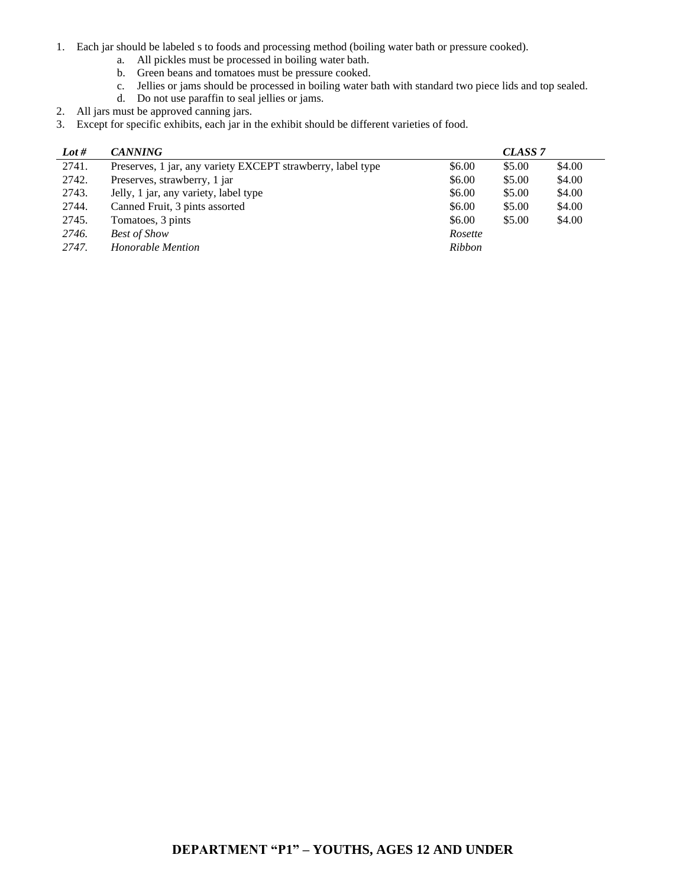1. Each jar should be labeled s to foods and processing method (boiling water bath or pressure cooked).
    a. All pickles must be processed in boiling water bath.
    b. Green beans and tomatoes must be pressure cooked.
    c. Jellies or jams should be processed in boiling water bath with standard two piece lids and top sealed.
    d. Do not use paraffin to seal jellies or jams.
2. All jars must be approved canning jars.
3. Except for specific exhibits, each jar in the exhibit should be different varieties of food.

| ***Lot #*** | ***CANNING*** | | ***CLASS 7*** | |
|---|---|---|---|---|
| 2741. | Preserves, 1 jar, any variety EXCEPT strawberry, label type | $6.00 | $5.00 | $4.00 |
| 2742. | Preserves, strawberry, 1 jar | $6.00 | $5.00 | $4.00 |
| 2743. | Jelly, 1 jar, any variety, label type | $6.00 | $5.00 | $4.00 |
| 2744. | Canned Fruit, 3 pints assorted | $6.00 | $5.00 | $4.00 |
| 2745. | Tomatoes, 3 pints | $6.00 | $5.00 | $4.00 |
| *2746.* | *Best of Show* | *Rosette* | | |
| *2747.* | *Honorable Mention* | *Ribbon* | | |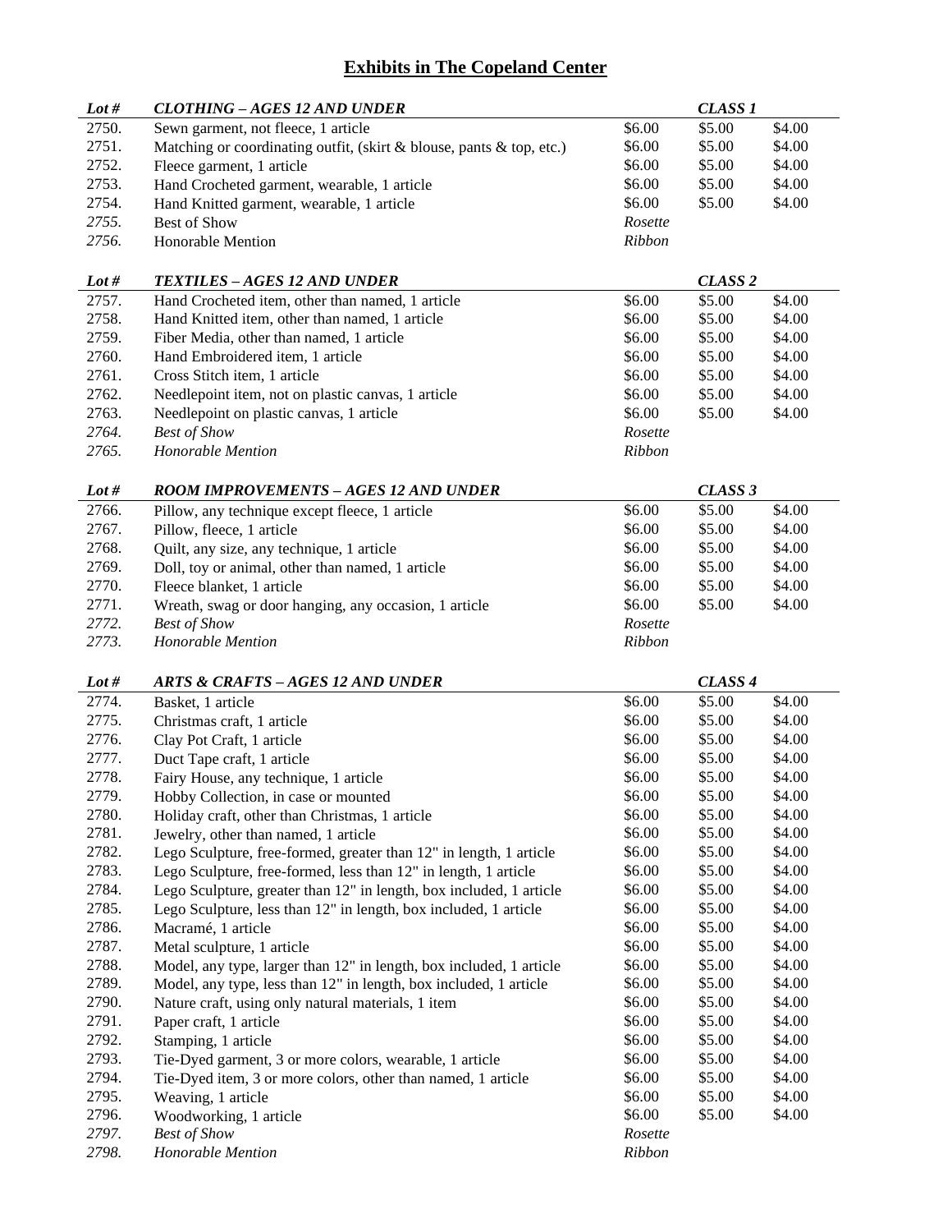# Exhibits in The Copeland Center

| *Lot #* | *CLOTHING – AGES 12 AND UNDER* | | *CLASS 1* | |
|---|---|---|---|---|
| 2750. | Sewn garment, not fleece, 1 article | $6.00 | $5.00 | $4.00 |
| 2751. | Matching or coordinating outfit, (skirt & blouse, pants & top, etc.) | $6.00 | $5.00 | $4.00 |
| 2752. | Fleece garment, 1 article | $6.00 | $5.00 | $4.00 |
| 2753. | Hand Crocheted garment, wearable, 1 article | $6.00 | $5.00 | $4.00 |
| 2754. | Hand Knitted garment, wearable, 1 article | $6.00 | $5.00 | $4.00 |
| *2755.* | Best of Show | *Rosette* | | |
| *2756.* | Honorable Mention | *Ribbon* | | |

| *Lot #* | *TEXTILES – AGES 12 AND UNDER* | | *CLASS 2* | |
|---|---|---|---|---|
| 2757. | Hand Crocheted item, other than named, 1 article | $6.00 | $5.00 | $4.00 |
| 2758. | Hand Knitted item, other than named, 1 article | $6.00 | $5.00 | $4.00 |
| 2759. | Fiber Media, other than named, 1 article | $6.00 | $5.00 | $4.00 |
| 2760. | Hand Embroidered item, 1 article | $6.00 | $5.00 | $4.00 |
| 2761. | Cross Stitch item, 1 article | $6.00 | $5.00 | $4.00 |
| 2762. | Needlepoint item, not on plastic canvas, 1 article | $6.00 | $5.00 | $4.00 |
| 2763. | Needlepoint on plastic canvas, 1 article | $6.00 | $5.00 | $4.00 |
| *2764.* | *Best of Show* | *Rosette* | | |
| *2765.* | *Honorable Mention* | *Ribbon* | | |

| *Lot #* | *ROOM IMPROVEMENTS – AGES 12 AND UNDER* | | *CLASS 3* | |
|---|---|---|---|---|
| 2766. | Pillow, any technique except fleece, 1 article | $6.00 | $5.00 | $4.00 |
| 2767. | Pillow, fleece, 1 article | $6.00 | $5.00 | $4.00 |
| 2768. | Quilt, any size, any technique, 1 article | $6.00 | $5.00 | $4.00 |
| 2769. | Doll, toy or animal, other than named, 1 article | $6.00 | $5.00 | $4.00 |
| 2770. | Fleece blanket, 1 article | $6.00 | $5.00 | $4.00 |
| 2771. | Wreath, swag or door hanging, any occasion, 1 article | $6.00 | $5.00 | $4.00 |
| *2772.* | *Best of Show* | *Rosette* | | |
| *2773.* | *Honorable Mention* | *Ribbon* | | |

| *Lot #* | *ARTS & CRAFTS – AGES 12 AND UNDER* | | *CLASS 4* | |
|---|---|---|---|---|
| 2774. | Basket, 1 article | $6.00 | $5.00 | $4.00 |
| 2775. | Christmas craft, 1 article | $6.00 | $5.00 | $4.00 |
| 2776. | Clay Pot Craft, 1 article | $6.00 | $5.00 | $4.00 |
| 2777. | Duct Tape craft, 1 article | $6.00 | $5.00 | $4.00 |
| 2778. | Fairy House, any technique, 1 article | $6.00 | $5.00 | $4.00 |
| 2779. | Hobby Collection, in case or mounted | $6.00 | $5.00 | $4.00 |
| 2780. | Holiday craft, other than Christmas, 1 article | $6.00 | $5.00 | $4.00 |
| 2781. | Jewelry, other than named, 1 article | $6.00 | $5.00 | $4.00 |
| 2782. | Lego Sculpture, free-formed, greater than 12" in length, 1 article | $6.00 | $5.00 | $4.00 |
| 2783. | Lego Sculpture, free-formed, less than 12" in length, 1 article | $6.00 | $5.00 | $4.00 |
| 2784. | Lego Sculpture, greater than 12" in length, box included, 1 article | $6.00 | $5.00 | $4.00 |
| 2785. | Lego Sculpture, less than 12" in length, box included, 1 article | $6.00 | $5.00 | $4.00 |
| 2786. | Macramé, 1 article | $6.00 | $5.00 | $4.00 |
| 2787. | Metal sculpture, 1 article | $6.00 | $5.00 | $4.00 |
| 2788. | Model, any type, larger than 12" in length, box included, 1 article | $6.00 | $5.00 | $4.00 |
| 2789. | Model, any type, less than 12" in length, box included, 1 article | $6.00 | $5.00 | $4.00 |
| 2790. | Nature craft, using only natural materials, 1 item | $6.00 | $5.00 | $4.00 |
| 2791. | Paper craft, 1 article | $6.00 | $5.00 | $4.00 |
| 2792. | Stamping, 1 article | $6.00 | $5.00 | $4.00 |
| 2793. | Tie-Dyed garment, 3 or more colors, wearable, 1 article | $6.00 | $5.00 | $4.00 |
| 2794. | Tie-Dyed item, 3 or more colors, other than named, 1 article | $6.00 | $5.00 | $4.00 |
| 2795. | Weaving, 1 article | $6.00 | $5.00 | $4.00 |
| 2796. | Woodworking, 1 article | $6.00 | $5.00 | $4.00 |
| *2797.* | *Best of Show* | *Rosette* | | |
| *2798.* | *Honorable Mention* | *Ribbon* | | |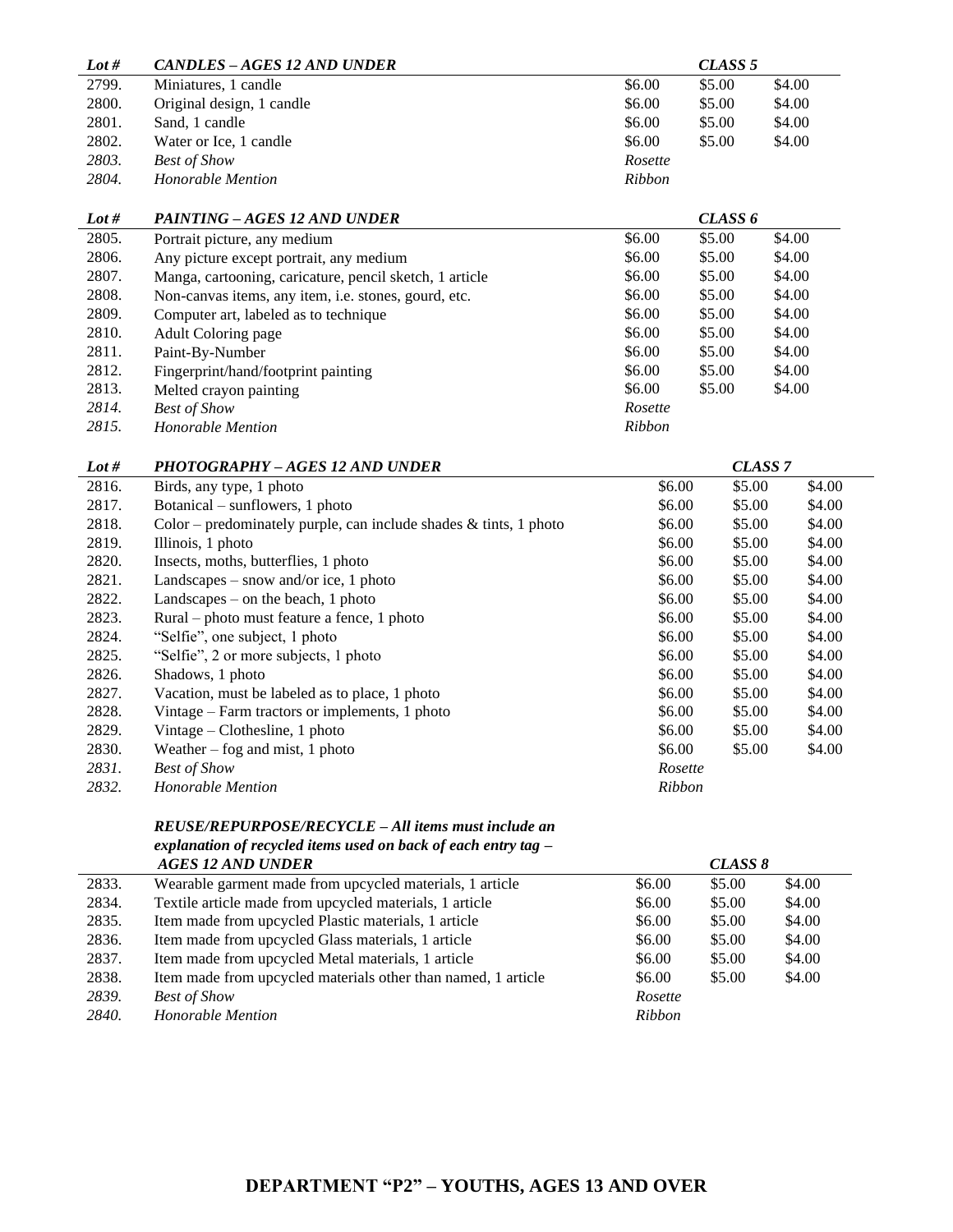| Lot # | CANDLES – AGES 12 AND UNDER | CLASS 5 | | |
|---|---|---|---|---|
| 2799. | Miniatures, 1 candle | $6.00 | $5.00 | $4.00 |
| 2800. | Original design, 1 candle | $6.00 | $5.00 | $4.00 |
| 2801. | Sand, 1 candle | $6.00 | $5.00 | $4.00 |
| 2802. | Water or Ice, 1 candle | $6.00 | $5.00 | $4.00 |
| *2803.* | *Best of Show* | *Rosette* | | |
| *2804.* | *Honorable Mention* | *Ribbon* | | |

| Lot # | PAINTING – AGES 12 AND UNDER | CLASS 6 | | |
|---|---|---|---|---|
| 2805. | Portrait picture, any medium | $6.00 | $5.00 | $4.00 |
| 2806. | Any picture except portrait, any medium | $6.00 | $5.00 | $4.00 |
| 2807. | Manga, cartooning, caricature, pencil sketch, 1 article | $6.00 | $5.00 | $4.00 |
| 2808. | Non-canvas items, any item, i.e. stones, gourd, etc. | $6.00 | $5.00 | $4.00 |
| 2809. | Computer art, labeled as to technique | $6.00 | $5.00 | $4.00 |
| 2810. | Adult Coloring page | $6.00 | $5.00 | $4.00 |
| 2811. | Paint-By-Number | $6.00 | $5.00 | $4.00 |
| 2812. | Fingerprint/hand/footprint painting | $6.00 | $5.00 | $4.00 |
| 2813. | Melted crayon painting | $6.00 | $5.00 | $4.00 |
| *2814.* | *Best of Show* | *Rosette* | | |
| *2815.* | *Honorable Mention* | *Ribbon* | | |

| Lot # | PHOTOGRAPHY – AGES 12 AND UNDER | CLASS 7 | | |
|---|---|---|---|---|
| 2816. | Birds, any type, 1 photo | $6.00 | $5.00 | $4.00 |
| 2817. | Botanical – sunflowers, 1 photo | $6.00 | $5.00 | $4.00 |
| 2818. | Color – predominately purple, can include shades & tints, 1 photo | $6.00 | $5.00 | $4.00 |
| 2819. | Illinois, 1 photo | $6.00 | $5.00 | $4.00 |
| 2820. | Insects, moths, butterflies, 1 photo | $6.00 | $5.00 | $4.00 |
| 2821. | Landscapes – snow and/or ice, 1 photo | $6.00 | $5.00 | $4.00 |
| 2822. | Landscapes – on the beach, 1 photo | $6.00 | $5.00 | $4.00 |
| 2823. | Rural – photo must feature a fence, 1 photo | $6.00 | $5.00 | $4.00 |
| 2824. | "Selfie", one subject, 1 photo | $6.00 | $5.00 | $4.00 |
| 2825. | "Selfie", 2 or more subjects, 1 photo | $6.00 | $5.00 | $4.00 |
| 2826. | Shadows, 1 photo | $6.00 | $5.00 | $4.00 |
| 2827. | Vacation, must be labeled as to place, 1 photo | $6.00 | $5.00 | $4.00 |
| 2828. | Vintage – Farm tractors or implements, 1 photo | $6.00 | $5.00 | $4.00 |
| 2829. | Vintage – Clothesline, 1 photo | $6.00 | $5.00 | $4.00 |
| 2830. | Weather – fog and mist, 1 photo | $6.00 | $5.00 | $4.00 |
| *2831.* | *Best of Show* | *Rosette* | | |
| *2832.* | *Honorable Mention* | *Ribbon* | | |

| | REUSE/REPURPOSE/RECYCLE – All items must include an explanation of recycled items used on back of each entry tag – AGES 12 AND UNDER | CLASS 8 | | |
|---|---|---|---|---|
| 2833. | Wearable garment made from upcycled materials, 1 article | $6.00 | $5.00 | $4.00 |
| 2834. | Textile article made from upcycled materials, 1 article | $6.00 | $5.00 | $4.00 |
| 2835. | Item made from upcycled Plastic materials, 1 article | $6.00 | $5.00 | $4.00 |
| 2836. | Item made from upcycled Glass materials, 1 article | $6.00 | $5.00 | $4.00 |
| 2837. | Item made from upcycled Metal materials, 1 article | $6.00 | $5.00 | $4.00 |
| 2838. | Item made from upcycled materials other than named, 1 article | $6.00 | $5.00 | $4.00 |
| *2839.* | *Best of Show* | *Rosette* | | |
| *2840.* | *Honorable Mention* | *Ribbon* | | |

## DEPARTMENT "P2" – YOUTHS, AGES 13 AND OVER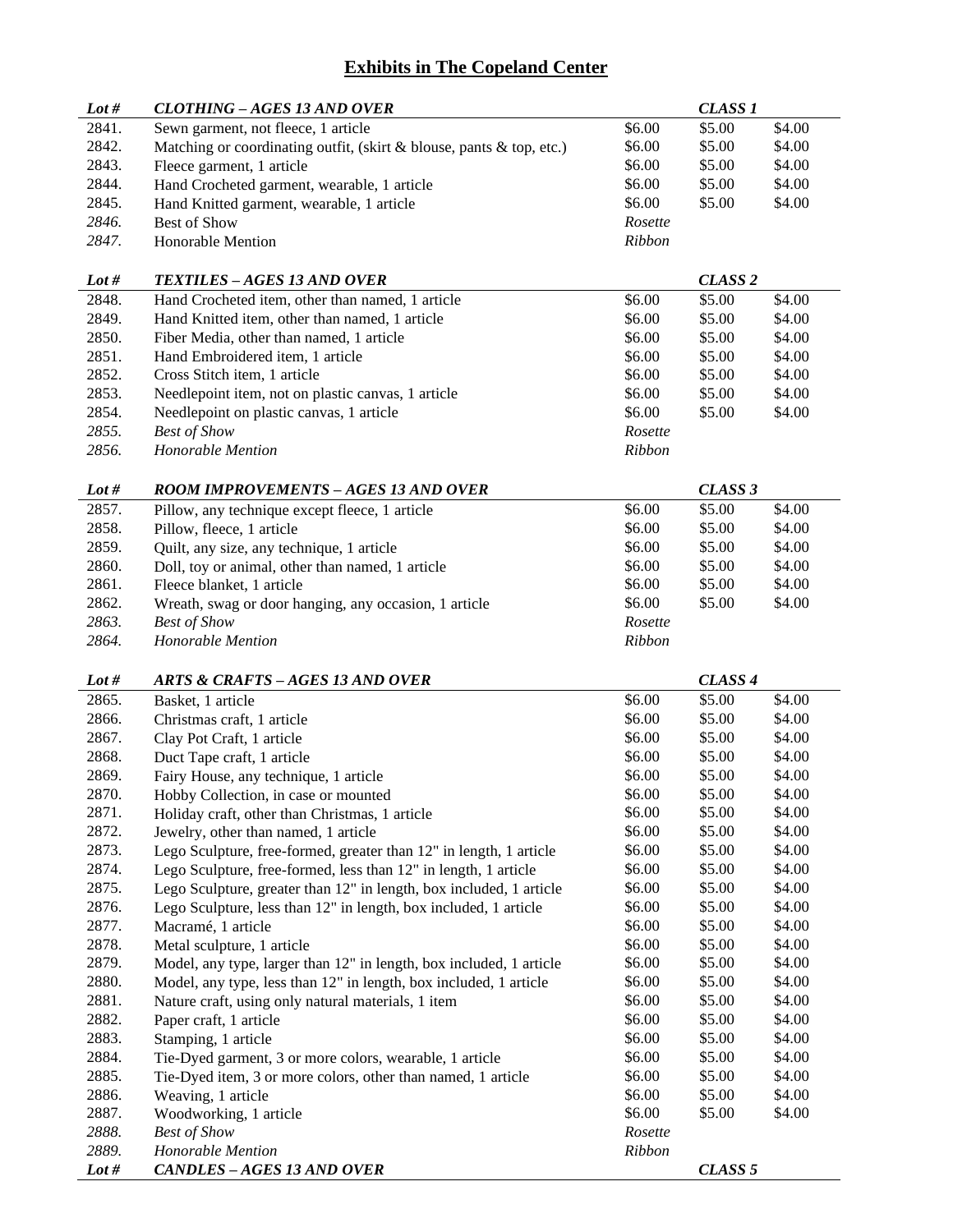## Exhibits in The Copeland Center

| *Lot #* | *CLOTHING – AGES 13 AND OVER* | | *CLASS 1* | |
|---|---|---|---|---|
| 2841. | Sewn garment, not fleece, 1 article | $6.00 | $5.00 | $4.00 |
| 2842. | Matching or coordinating outfit, (skirt & blouse, pants & top, etc.) | $6.00 | $5.00 | $4.00 |
| 2843. | Fleece garment, 1 article | $6.00 | $5.00 | $4.00 |
| 2844. | Hand Crocheted garment, wearable, 1 article | $6.00 | $5.00 | $4.00 |
| 2845. | Hand Knitted garment, wearable, 1 article | $6.00 | $5.00 | $4.00 |
| *2846.* | Best of Show | *Rosette* | | |
| *2847.* | Honorable Mention | *Ribbon* | | |

| *Lot #* | *TEXTILES – AGES 13 AND OVER* | | *CLASS 2* | |
|---|---|---|---|---|
| 2848. | Hand Crocheted item, other than named, 1 article | $6.00 | $5.00 | $4.00 |
| 2849. | Hand Knitted item, other than named, 1 article | $6.00 | $5.00 | $4.00 |
| 2850. | Fiber Media, other than named, 1 article | $6.00 | $5.00 | $4.00 |
| 2851. | Hand Embroidered item, 1 article | $6.00 | $5.00 | $4.00 |
| 2852. | Cross Stitch item, 1 article | $6.00 | $5.00 | $4.00 |
| 2853. | Needlepoint item, not on plastic canvas, 1 article | $6.00 | $5.00 | $4.00 |
| 2854. | Needlepoint on plastic canvas, 1 article | $6.00 | $5.00 | $4.00 |
| *2855.* | *Best of Show* | *Rosette* | | |
| *2856.* | *Honorable Mention* | *Ribbon* | | |

| *Lot #* | *ROOM IMPROVEMENTS – AGES 13 AND OVER* | | *CLASS 3* | |
|---|---|---|---|---|
| 2857. | Pillow, any technique except fleece, 1 article | $6.00 | $5.00 | $4.00 |
| 2858. | Pillow, fleece, 1 article | $6.00 | $5.00 | $4.00 |
| 2859. | Quilt, any size, any technique, 1 article | $6.00 | $5.00 | $4.00 |
| 2860. | Doll, toy or animal, other than named, 1 article | $6.00 | $5.00 | $4.00 |
| 2861. | Fleece blanket, 1 article | $6.00 | $5.00 | $4.00 |
| 2862. | Wreath, swag or door hanging, any occasion, 1 article | $6.00 | $5.00 | $4.00 |
| *2863.* | *Best of Show* | *Rosette* | | |
| *2864.* | *Honorable Mention* | *Ribbon* | | |

| *Lot #* | *ARTS & CRAFTS – AGES 13 AND OVER* | | *CLASS 4* | |
|---|---|---|---|---|
| 2865. | Basket, 1 article | $6.00 | $5.00 | $4.00 |
| 2866. | Christmas craft, 1 article | $6.00 | $5.00 | $4.00 |
| 2867. | Clay Pot Craft, 1 article | $6.00 | $5.00 | $4.00 |
| 2868. | Duct Tape craft, 1 article | $6.00 | $5.00 | $4.00 |
| 2869. | Fairy House, any technique, 1 article | $6.00 | $5.00 | $4.00 |
| 2870. | Hobby Collection, in case or mounted | $6.00 | $5.00 | $4.00 |
| 2871. | Holiday craft, other than Christmas, 1 article | $6.00 | $5.00 | $4.00 |
| 2872. | Jewelry, other than named, 1 article | $6.00 | $5.00 | $4.00 |
| 2873. | Lego Sculpture, free-formed, greater than 12" in length, 1 article | $6.00 | $5.00 | $4.00 |
| 2874. | Lego Sculpture, free-formed, less than 12" in length, 1 article | $6.00 | $5.00 | $4.00 |
| 2875. | Lego Sculpture, greater than 12" in length, box included, 1 article | $6.00 | $5.00 | $4.00 |
| 2876. | Lego Sculpture, less than 12" in length, box included, 1 article | $6.00 | $5.00 | $4.00 |
| 2877. | Macramé, 1 article | $6.00 | $5.00 | $4.00 |
| 2878. | Metal sculpture, 1 article | $6.00 | $5.00 | $4.00 |
| 2879. | Model, any type, larger than 12" in length, box included, 1 article | $6.00 | $5.00 | $4.00 |
| 2880. | Model, any type, less than 12" in length, box included, 1 article | $6.00 | $5.00 | $4.00 |
| 2881. | Nature craft, using only natural materials, 1 item | $6.00 | $5.00 | $4.00 |
| 2882. | Paper craft, 1 article | $6.00 | $5.00 | $4.00 |
| 2883. | Stamping, 1 article | $6.00 | $5.00 | $4.00 |
| 2884. | Tie-Dyed garment, 3 or more colors, wearable, 1 article | $6.00 | $5.00 | $4.00 |
| 2885. | Tie-Dyed item, 3 or more colors, other than named, 1 article | $6.00 | $5.00 | $4.00 |
| 2886. | Weaving, 1 article | $6.00 | $5.00 | $4.00 |
| 2887. | Woodworking, 1 article | $6.00 | $5.00 | $4.00 |
| *2888.* | *Best of Show* | *Rosette* | | |
| *2889.* | *Honorable Mention* | *Ribbon* | | |

| *Lot #* | *CANDLES – AGES 13 AND OVER* | | *CLASS 5* | |
|---|---|---|---|---|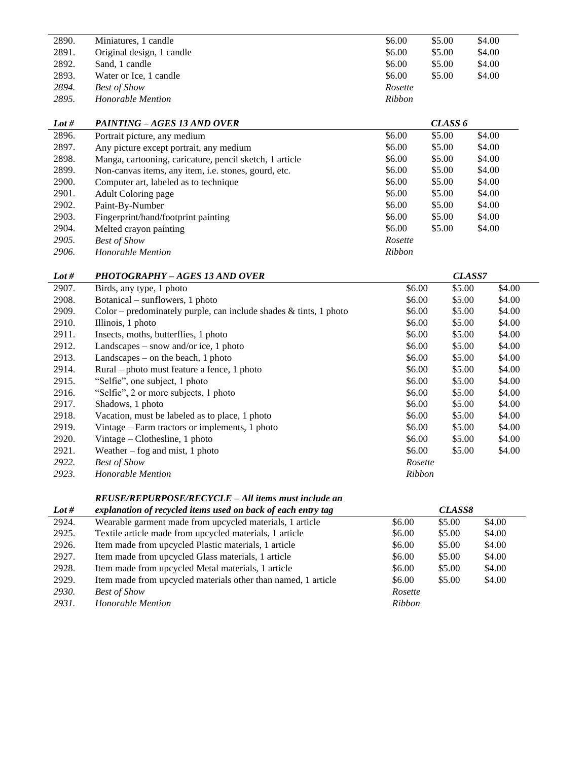| | | | | |
|---|---|---|---|---|
| 2890. | Miniatures, 1 candle | $6.00 | $5.00 | $4.00 |
| 2891. | Original design, 1 candle | $6.00 | $5.00 | $4.00 |
| 2892. | Sand, 1 candle | $6.00 | $5.00 | $4.00 |
| 2893. | Water or Ice, 1 candle | $6.00 | $5.00 | $4.00 |
| *2894.* | *Best of Show* | *Rosette* | | |
| *2895.* | *Honorable Mention* | *Ribbon* | | |

| ***Lot #*** | ***PAINTING – AGES 13 AND OVER*** | | ***CLASS 6*** | |
|---|---|---|---|---|
| 2896. | Portrait picture, any medium | $6.00 | $5.00 | $4.00 |
| 2897. | Any picture except portrait, any medium | $6.00 | $5.00 | $4.00 |
| 2898. | Manga, cartooning, caricature, pencil sketch, 1 article | $6.00 | $5.00 | $4.00 |
| 2899. | Non-canvas items, any item, i.e. stones, gourd, etc. | $6.00 | $5.00 | $4.00 |
| 2900. | Computer art, labeled as to technique | $6.00 | $5.00 | $4.00 |
| 2901. | Adult Coloring page | $6.00 | $5.00 | $4.00 |
| 2902. | Paint-By-Number | $6.00 | $5.00 | $4.00 |
| 2903. | Fingerprint/hand/footprint painting | $6.00 | $5.00 | $4.00 |
| 2904. | Melted crayon painting | $6.00 | $5.00 | $4.00 |
| *2905.* | *Best of Show* | *Rosette* | | |
| *2906.* | *Honorable Mention* | *Ribbon* | | |

| ***Lot #*** | ***PHOTOGRAPHY – AGES 13 AND OVER*** | | ***CLASS7*** | |
|---|---|---|---|---|
| 2907. | Birds, any type, 1 photo | $6.00 | $5.00 | $4.00 |
| 2908. | Botanical – sunflowers, 1 photo | $6.00 | $5.00 | $4.00 |
| 2909. | Color – predominately purple, can include shades & tints, 1 photo | $6.00 | $5.00 | $4.00 |
| 2910. | Illinois, 1 photo | $6.00 | $5.00 | $4.00 |
| 2911. | Insects, moths, butterflies, 1 photo | $6.00 | $5.00 | $4.00 |
| 2912. | Landscapes – snow and/or ice, 1 photo | $6.00 | $5.00 | $4.00 |
| 2913. | Landscapes – on the beach, 1 photo | $6.00 | $5.00 | $4.00 |
| 2914. | Rural – photo must feature a fence, 1 photo | $6.00 | $5.00 | $4.00 |
| 2915. | "Selfie", one subject, 1 photo | $6.00 | $5.00 | $4.00 |
| 2916. | "Selfie", 2 or more subjects, 1 photo | $6.00 | $5.00 | $4.00 |
| 2917. | Shadows, 1 photo | $6.00 | $5.00 | $4.00 |
| 2918. | Vacation, must be labeled as to place, 1 photo | $6.00 | $5.00 | $4.00 |
| 2919. | Vintage – Farm tractors or implements, 1 photo | $6.00 | $5.00 | $4.00 |
| 2920. | Vintage – Clothesline, 1 photo | $6.00 | $5.00 | $4.00 |
| 2921. | Weather – fog and mist, 1 photo | $6.00 | $5.00 | $4.00 |
| *2922.* | *Best of Show* | *Rosette* | | |
| *2923.* | *Honorable Mention* | *Ribbon* | | |

| ***Lot #*** | ***REUSE/REPURPOSE/RECYCLE – All items must include an explanation of recycled items used on back of each entry tag*** | | ***CLASS8*** | |
|---|---|---|---|---|
| 2924. | Wearable garment made from upcycled materials, 1 article | $6.00 | $5.00 | $4.00 |
| 2925. | Textile article made from upcycled materials, 1 article | $6.00 | $5.00 | $4.00 |
| 2926. | Item made from upcycled Plastic materials, 1 article | $6.00 | $5.00 | $4.00 |
| 2927. | Item made from upcycled Glass materials, 1 article | $6.00 | $5.00 | $4.00 |
| 2928. | Item made from upcycled Metal materials, 1 article | $6.00 | $5.00 | $4.00 |
| 2929. | Item made from upcycled materials other than named, 1 article | $6.00 | $5.00 | $4.00 |
| *2930.* | *Best of Show* | *Rosette* | | |
| *2931.* | *Honorable Mention* | *Ribbon* | | |